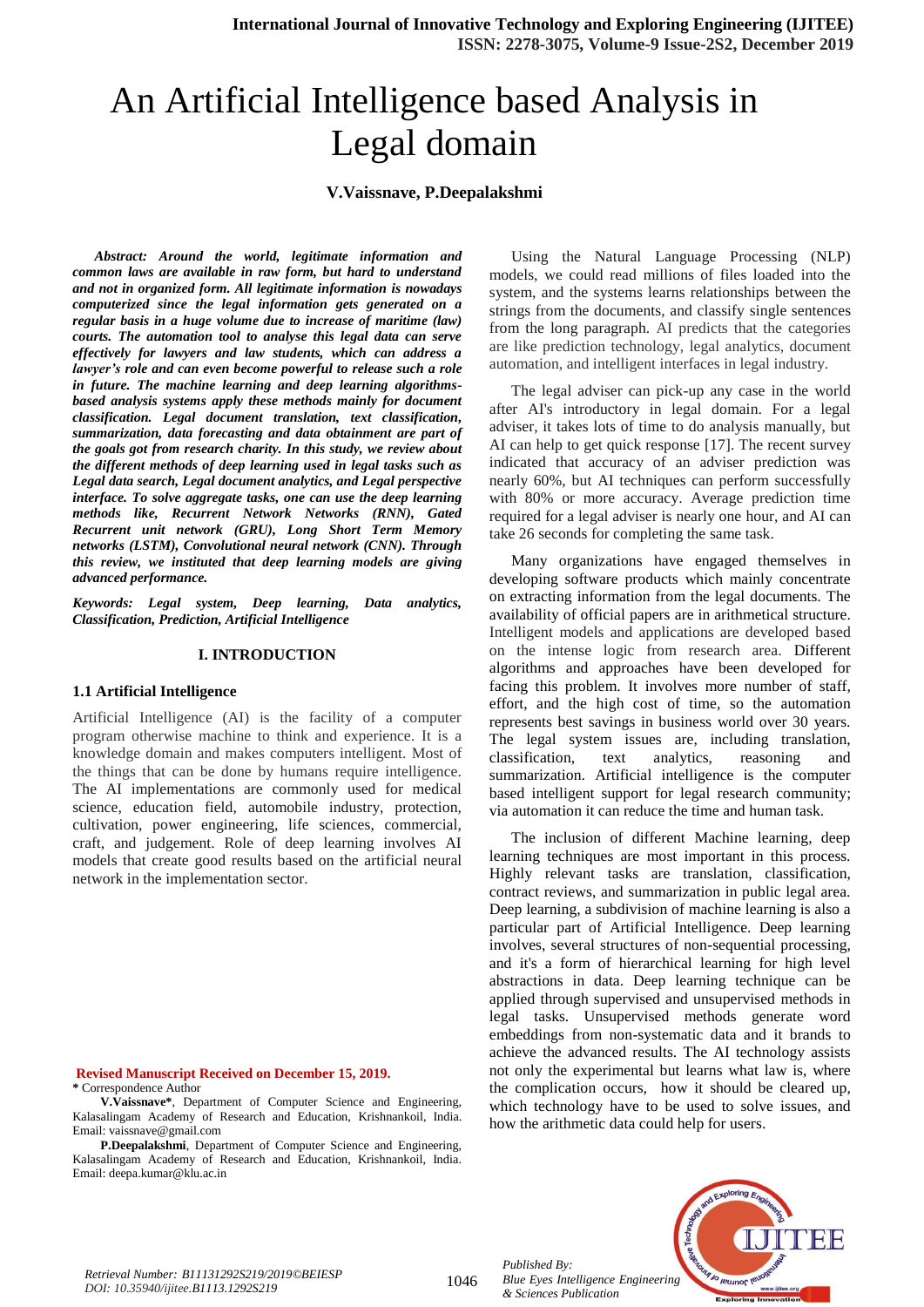# An Artificial Intelligence based Analysis in Legal domain

**V.Vaissnave, P.Deepalakshmi**

***Abstract:** Around the world, legitimate information and common laws are available in raw form, but hard to understand and not in organized form. All legitimate information is nowadays computerized since the legal information gets generated on a regular basis in a huge volume due to increase of maritime (law) courts. The automation tool to analyse this legal data can serve effectively for lawyers and law students, which can address a lawyer's role and can even become powerful to release such a role in future. The machine learning and deep learning algorithms-based analysis systems apply these methods mainly for document classification. Legal document translation, text classification, summarization, data forecasting and data obtainment are part of the goals got from research charity. In this study, we review about the different methods of deep learning used in legal tasks such as Legal data search, Legal document analytics, and Legal perspective interface. To solve aggregate tasks, one can use the deep learning methods like, Recurrent Network Networks (RNN), Gated Recurrent unit network (GRU), Long Short Term Memory networks (LSTM), Convolutional neural network (CNN). Through this review, we instituted that deep learning models are giving advanced performance.*

***Keywords:** Legal system, Deep learning, Data analytics, Classification, Prediction, Artificial Intelligence*

## I. INTRODUCTION

### 1.1 Artificial Intelligence

Artificial Intelligence (AI) is the facility of a computer program otherwise machine to think and experience. It is a knowledge domain and makes computers intelligent. Most of the things that can be done by humans require intelligence. The AI implementations are commonly used for medical science, education field, automobile industry, protection, cultivation, power engineering, life sciences, commercial, craft, and judgement. Role of deep learning involves AI models that create good results based on the artificial neural network in the implementation sector.

Using the Natural Language Processing (NLP) models, we could read millions of files loaded into the system, and the systems learns relationships between the strings from the documents, and classify single sentences from the long paragraph. AI predicts that the categories are like prediction technology, legal analytics, document automation, and intelligent interfaces in legal industry.

The legal adviser can pick-up any case in the world after AI's introductory in legal domain. For a legal adviser, it takes lots of time to do analysis manually, but AI can help to get quick response [17]. The recent survey indicated that accuracy of an adviser prediction was nearly 60%, but AI techniques can perform successfully with 80% or more accuracy. Average prediction time required for a legal adviser is nearly one hour, and AI can take 26 seconds for completing the same task.

Many organizations have engaged themselves in developing software products which mainly concentrate on extracting information from the legal documents. The availability of official papers are in arithmetical structure. Intelligent models and applications are developed based on the intense logic from research area. Different algorithms and approaches have been developed for facing this problem. It involves more number of staff, effort, and the high cost of time, so the automation represents best savings in business world over 30 years. The legal system issues are, including translation, classification, text analytics, reasoning and summarization. Artificial intelligence is the computer based intelligent support for legal research community; via automation it can reduce the time and human task.

The inclusion of different Machine learning, deep learning techniques are most important in this process. Highly relevant tasks are translation, classification, contract reviews, and summarization in public legal area. Deep learning, a subdivision of machine learning is also a particular part of Artificial Intelligence. Deep learning involves, several structures of non-sequential processing, and it's a form of hierarchical learning for high level abstractions in data. Deep learning technique can be applied through supervised and unsupervised methods in legal tasks. Unsupervised methods generate word embeddings from non-systematic data and it brands to achieve the advanced results. The AI technology assists not only the experimental but learns what law is, where the complication occurs, how it should be cleared up, which technology have to be used to solve issues, and how the arithmetic data could help for users.

**Revised Manuscript Received on December 15, 2019.**

\* Correspondence Author

**V.Vaissnave\***, Department of Computer Science and Engineering, Kalasalingam Academy of Research and Education, Krishnankoil, India. Email: vaissnave@gmail.com

**P.Deepalakshmi**, Department of Computer Science and Engineering, Kalasalingam Academy of Research and Education, Krishnankoil, India. Email: deepa.kumar@klu.ac.in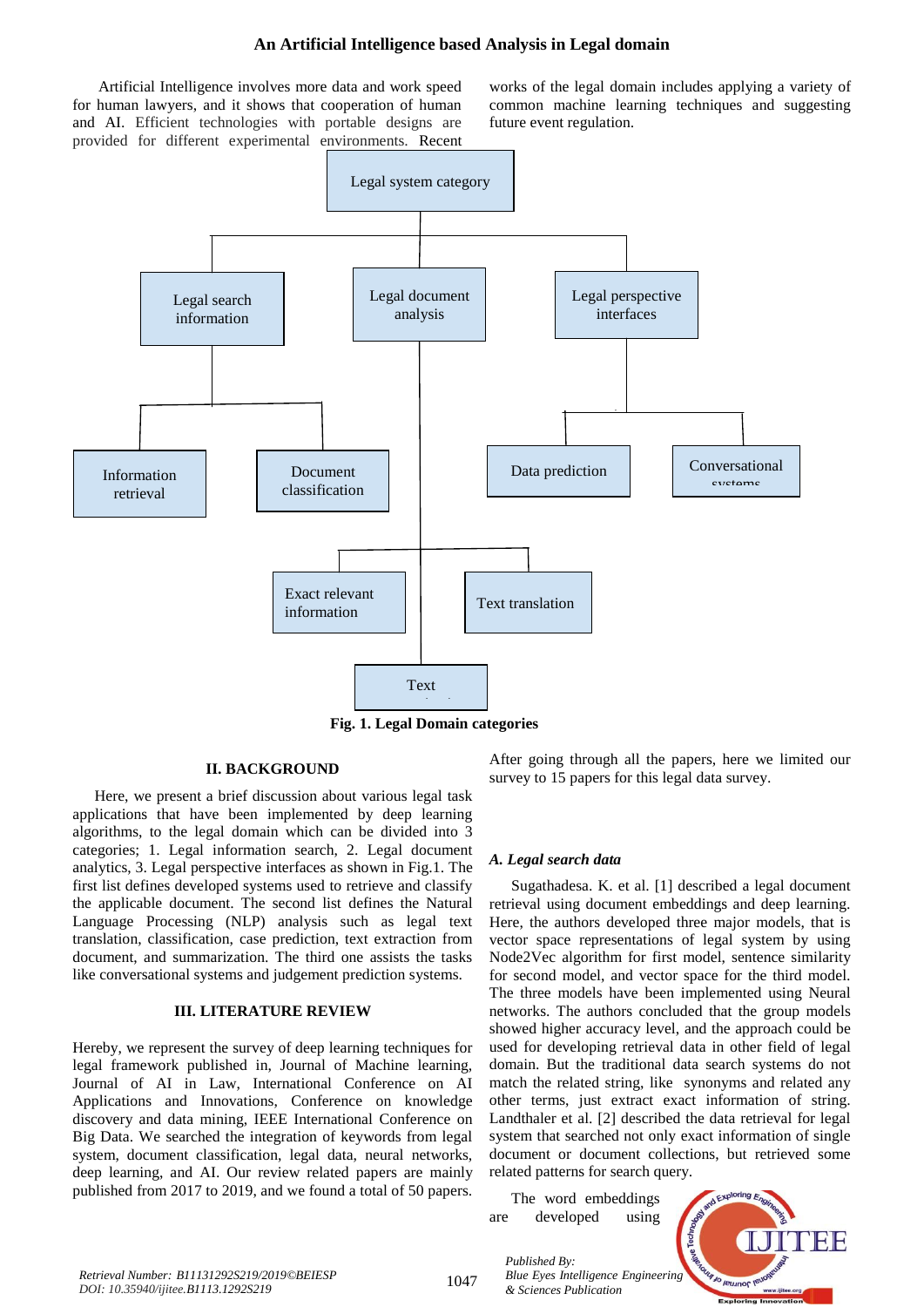Artificial Intelligence involves more data and work speed for human lawyers, and it shows that cooperation of human and AI. Efficient technologies with portable designs are provided for different experimental environments. Recent works of the legal domain includes applying a variety of common machine learning techniques and suggesting future event regulation.

**Fig. 1. Legal Domain categories**

## II. BACKGROUND

Here, we present a brief discussion about various legal task applications that have been implemented by deep learning algorithms, to the legal domain which can be divided into 3 categories; 1. Legal information search, 2. Legal document analytics, 3. Legal perspective interfaces as shown in Fig.1. The first list defines developed systems used to retrieve and classify the applicable document. The second list defines the Natural Language Processing (NLP) analysis such as legal text translation, classification, case prediction, text extraction from document, and summarization. The third one assists the tasks like conversational systems and judgement prediction systems.

## III. LITERATURE REVIEW

Hereby, we represent the survey of deep learning techniques for legal framework published in, Journal of Machine learning, Journal of AI in Law, International Conference on AI Applications and Innovations, Conference on knowledge discovery and data mining, IEEE International Conference on Big Data. We searched the integration of keywords from legal system, document classification, legal data, neural networks, deep learning, and AI. Our review related papers are mainly published from 2017 to 2019, and we found a total of 50 papers. After going through all the papers, here we limited our survey to 15 papers for this legal data survey.

### A. Legal search data

Sugathadesa. K. et al. [1] described a legal document retrieval using document embeddings and deep learning. Here, the authors developed three major models, that is vector space representations of legal system by using Node2Vec algorithm for first model, sentence similarity for second model, and vector space for the third model. The three models have been implemented using Neural networks. The authors concluded that the group models showed higher accuracy level, and the approach could be used for developing retrieval data in other field of legal domain. But the traditional data search systems do not match the related string, like synonyms and related any other terms, just extract exact information of string. Landthaler et al. [2] described the data retrieval for legal system that searched not only exact information of single document or document collections, but retrieved some related patterns for search query.

The word embeddings are developed using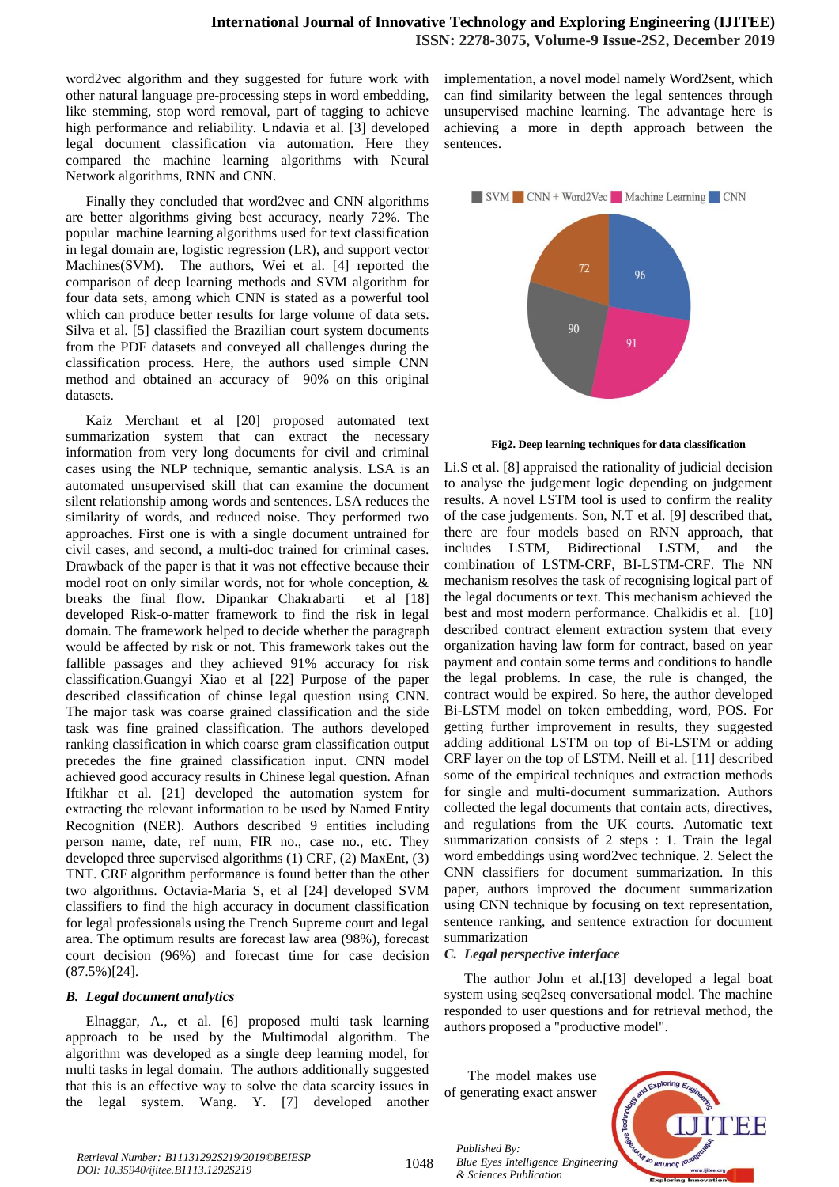word2vec algorithm and they suggested for future work with other natural language pre-processing steps in word embedding, like stemming, stop word removal, part of tagging to achieve high performance and reliability. Undavia et al. [3] developed legal document classification via automation. Here they compared the machine learning algorithms with Neural Network algorithms, RNN and CNN.

Finally they concluded that word2vec and CNN algorithms are better algorithms giving best accuracy, nearly 72%. The popular machine learning algorithms used for text classification in legal domain are, logistic regression (LR), and support vector Machines(SVM). The authors, Wei et al. [4] reported the comparison of deep learning methods and SVM algorithm for four data sets, among which CNN is stated as a powerful tool which can produce better results for large volume of data sets. Silva et al. [5] classified the Brazilian court system documents from the PDF datasets and conveyed all challenges during the classification process. Here, the authors used simple CNN method and obtained an accuracy of 90% on this original datasets.

Kaiz Merchant et al [20] proposed automated text summarization system that can extract the necessary information from very long documents for civil and criminal cases using the NLP technique, semantic analysis. LSA is an automated unsupervised skill that can examine the document silent relationship among words and sentences. LSA reduces the similarity of words, and reduced noise. They performed two approaches. First one is with a single document untrained for civil cases, and second, a multi-doc trained for criminal cases. Drawback of the paper is that it was not effective because their model root on only similar words, not for whole conception, & breaks the final flow. Dipankar Chakrabarti et al [18] developed Risk-o-matter framework to find the risk in legal domain. The framework helped to decide whether the paragraph would be affected by risk or not. This framework takes out the fallible passages and they achieved 91% accuracy for risk classification.Guangyi Xiao et al [22] Purpose of the paper described classification of chinse legal question using CNN. The major task was coarse grained classification and the side task was fine grained classification. The authors developed ranking classification in which coarse gram classification output precedes the fine grained classification input. CNN model achieved good accuracy results in Chinese legal question. Afnan Iftikhar et al. [21] developed the automation system for extracting the relevant information to be used by Named Entity Recognition (NER). Authors described 9 entities including person name, date, ref num, FIR no., case no., etc. They developed three supervised algorithms (1) CRF, (2) MaxEnt, (3) TNT. CRF algorithm performance is found better than the other two algorithms. Octavia-Maria S, et al [24] developed SVM classifiers to find the high accuracy in document classification for legal professionals using the French Supreme court and legal area. The optimum results are forecast law area (98%), forecast court decision (96%) and forecast time for case decision (87.5%)[24].

### *B. Legal document analytics*

Elnaggar, A., et al. [6] proposed multi task learning approach to be used by the Multimodal algorithm. The algorithm was developed as a single deep learning model, for multi tasks in legal domain. The authors additionally suggested that this is an effective way to solve the data scarcity issues in the legal system. Wang. Y. [7] developed another implementation, a novel model namely Word2sent, which can find similarity between the legal sentences through unsupervised machine learning. The advantage here is achieving a more in depth approach between the sentences.

SVM | CNN + Word2Vec | Machine Learning | CNN

72 | 96 | 90 | 91

**Fig2. Deep learning techniques for data classification**

Li.S et al. [8] appraised the rationality of judicial decision to analyse the judgement logic depending on judgement results. A novel LSTM tool is used to confirm the reality of the case judgements. Son, N.T et al. [9] described that, there are four models based on RNN approach, that includes LSTM, Bidirectional LSTM, and the combination of LSTM-CRF, BI-LSTM-CRF. The NN mechanism resolves the task of recognising logical part of the legal documents or text. This mechanism achieved the best and most modern performance. Chalkidis et al. [10] described contract element extraction system that every organization having law form for contract, based on year payment and contain some terms and conditions to handle the legal problems. In case, the rule is changed, the contract would be expired. So here, the author developed Bi-LSTM model on token embedding, word, POS. For getting further improvement in results, they suggested adding additional LSTM on top of Bi-LSTM or adding CRF layer on the top of LSTM. Neill et al. [11] described some of the empirical techniques and extraction methods for single and multi-document summarization. Authors collected the legal documents that contain acts, directives, and regulations from the UK courts. Automatic text summarization consists of 2 steps : 1. Train the legal word embeddings using word2vec technique. 2. Select the CNN classifiers for document summarization. In this paper, authors improved the document summarization using CNN technique by focusing on text representation, sentence ranking, and sentence extraction for document summarization

### *C. Legal perspective interface*

The author John et al.[13] developed a legal boat system using seq2seq conversational model. The machine responded to user questions and for retrieval method, the authors proposed a "productive model".

The model makes use of generating exact answer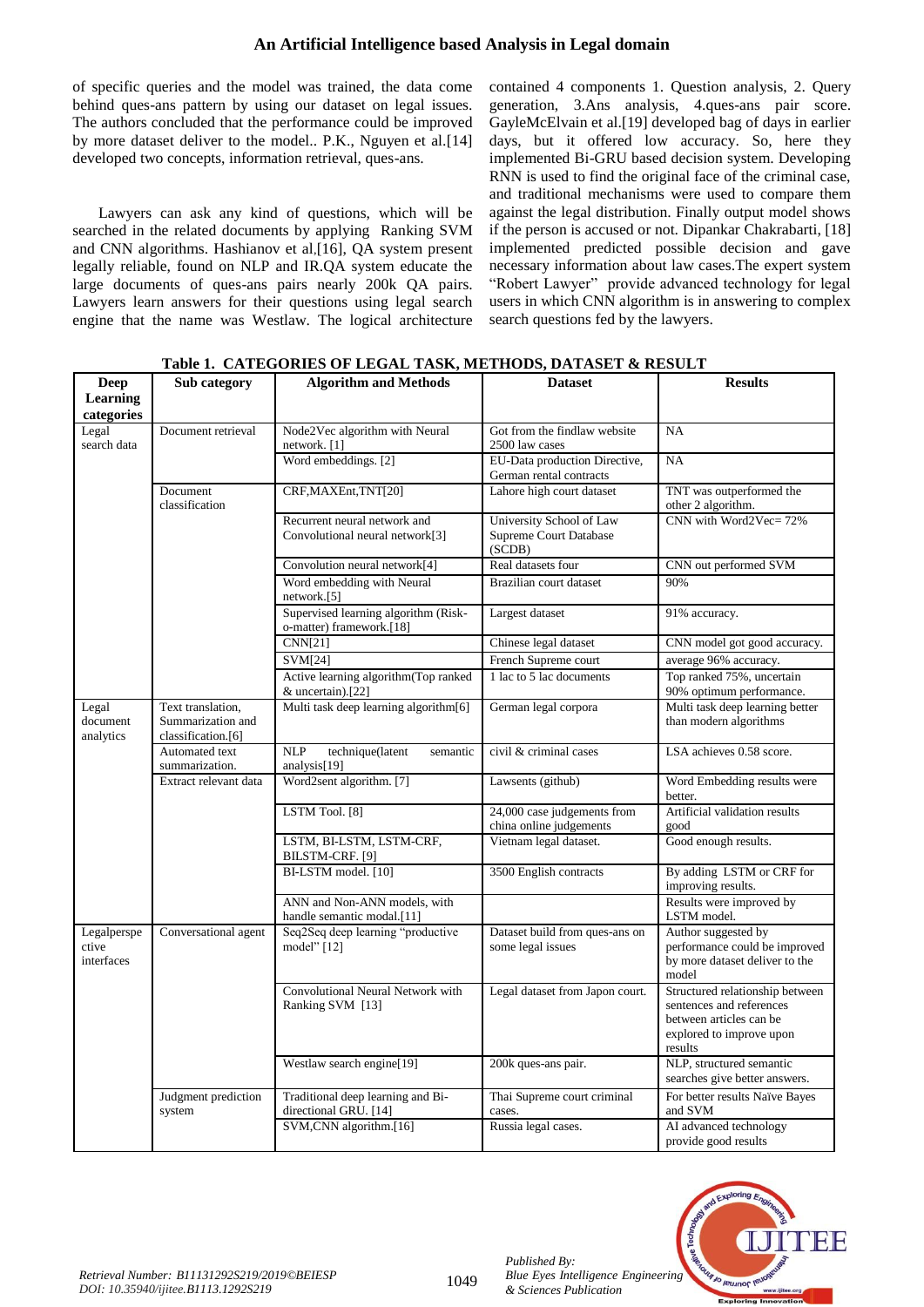of specific queries and the model was trained, the data come behind ques-ans pattern by using our dataset on legal issues. The authors concluded that the performance could be improved by more dataset deliver to the model.. P.K., Nguyen et al.[14] developed two concepts, information retrieval, ques-ans.

Lawyers can ask any kind of questions, which will be searched in the related documents by applying Ranking SVM and CNN algorithms. Hashianov et al,[16], QA system present legally reliable, found on NLP and IR.QA system educate the large documents of ques-ans pairs nearly 200k QA pairs. Lawyers learn answers for their questions using legal search engine that the name was Westlaw. The logical architecture contained 4 components 1. Question analysis, 2. Query generation, 3.Ans analysis, 4.ques-ans pair score. GayleMcElvain et al.[19] developed bag of days in earlier days, but it offered low accuracy. So, here they implemented Bi-GRU based decision system. Developing RNN is used to find the original face of the criminal case, and traditional mechanisms were used to compare them against the legal distribution. Finally output model shows if the person is accused or not. Dipankar Chakrabarti, [18] implemented predicted possible decision and gave necessary information about law cases.The expert system "Robert Lawyer" provide advanced technology for legal users in which CNN algorithm is in answering to complex search questions fed by the lawyers.

**Table 1. CATEGORIES OF LEGAL TASK, METHODS, DATASET & RESULT**

| Deep Learning categories | Sub category | Algorithm and Methods | Dataset | Results |
|---|---|---|---|---|
| Legal search data | Document retrieval | Node2Vec algorithm with Neural network. [1] | Got from the findlaw website 2500 law cases | NA |
| | | Word embeddings. [2] | EU-Data production Directive, German rental contracts | NA |
| | Document classification | CRF,MAXEnt,TNT[20] | Lahore high court dataset | TNT was outperformed the other 2 algorithm. |
| | | Recurrent neural network and Convolutional neural network[3] | University School of Law Supreme Court Database (SCDB) | CNN with Word2Vec= 72% |
| | | Convolution neural network[4] | Real datasets four | CNN out performed SVM |
| | | Word embedding with Neural network.[5] | Brazilian court dataset | 90% |
| | | Supervised learning algorithm (Risk-o-matter) framework.[18] | Largest dataset | 91% accuracy. |
| | | CNN[21] | Chinese legal dataset | CNN model got good accuracy. |
| | | SVM[24] | French Supreme court | average 96% accuracy. |
| | | Active learning algorithm(Top ranked & uncertain).[22] | 1 lac to 5 lac documents | Top ranked 75%, uncertain 90% optimum performance. |
| Legal document analytics | Text translation, Summarization and classification.[6] | Multi task deep learning algorithm[6] | German legal corpora | Multi task deep learning better than modern algorithms |
| | Automated text summarization. | NLP technique(latent semantic analysis[19] | civil & criminal cases | LSA achieves 0.58 score. |
| | Extract relevant data | Word2sent algorithm. [7] | Lawsents (github) | Word Embedding results were better. |
| | | LSTM Tool. [8] | 24,000 case judgements from china online judgements | Artificial validation results good |
| | | LSTM, BI-LSTM, LSTM-CRF, BILSTM-CRF. [9] | Vietnam legal dataset. | Good enough results. |
| | | BI-LSTM model. [10] | 3500 English contracts | By adding LSTM or CRF for improving results. |
| | | ANN and Non-ANN models, with handle semantic modal.[11] | | Results were improved by LSTM model. |
| Legalperspective interfaces | Conversational agent | Seq2Seq deep learning "productive model" [12] | Dataset build from ques-ans on some legal issues | Author suggested by performance could be improved by more dataset deliver to the model |
| | | Convolutional Neural Network with Ranking SVM [13] | Legal dataset from Japon court. | Structured relationship between sentences and references between articles can be explored to improve upon results |
| | | Westlaw search engine[19] | 200k ques-ans pair. | NLP, structured semantic searches give better answers. |
| | Judgment prediction system | Traditional deep learning and Bi-directional GRU. [14] | Thai Supreme court criminal cases. | For better results Naïve Bayes and SVM |
| | | SVM,CNN algorithm.[16] | Russia legal cases. | AI advanced technology provide good results |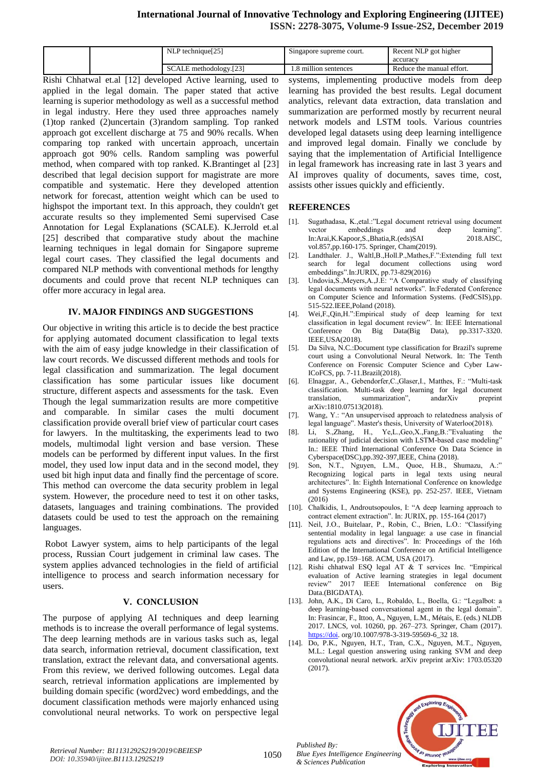|  |  | NLP technique[25] | Singapore supreme court. | Recent NLP got higher accuracy |
|---|---|---|---|---|
|  |  | SCALE methodology.[23] | 1.8 million sentences | Reduce the manual effort. |

Rishi Chhatwal et.al [12] developed Active learning, used to applied in the legal domain. The paper stated that active learning is superior methodology as well as a successful method in legal industry. Here they used three approaches namely (1)top ranked (2)uncertain (3)random sampling. Top ranked approach got excellent discharge at 75 and 90% recalls. When comparing top ranked with uncertain approach, uncertain approach got 90% cells. Random sampling was powerful method, when compared with top ranked. K.Brantinget al [23] described that legal decision support for magistrate are more compatible and systematic. Here they developed attention network for forecast, attention weight which can be used to highspot the important text. In this approach, they couldn't get accurate results so they implemented Semi supervised Case Annotation for Legal Explanations (SCALE). K.Jerrold et.al [25] described that comparative study about the machine learning techniques in legal domain for Singapore supreme legal court cases. They classified the legal documents and compared NLP methods with conventional methods for lengthy documents and could prove that recent NLP techniques can offer more accuracy in legal area.

## IV. MAJOR FINDINGS AND SUGGESTIONS

Our objective in writing this article is to decide the best practice for applying automated document classification to legal texts with the aim of easy judge knowledge in their classification of law court records. We discussed different methods and tools for legal classification and summarization. The legal document classification has some particular issues like document structure, different aspects and assessments for the task. Even Though the legal summarization results are more competitive and comparable. In similar cases the multi document classification provide overall brief view of particular court cases for lawyers. In the multitasking, the experiments lead to two models, multimodal light version and base version. These models can be performed by different input values. In the first model, they used low input data and in the second model, they used bit high input data and finally find the percentage of score. This method can overcome the data security problem in legal system. However, the procedure need to test it on other tasks, datasets, languages and training combinations. The provided datasets could be used to test the approach on the remaining languages.

Robot Lawyer system, aims to help participants of the legal process, Russian Court judgement in criminal law cases. The system applies advanced technologies in the field of artificial intelligence to process and search information necessary for users.

## V. CONCLUSION

The purpose of applying AI techniques and deep learning methods is to increase the overall performance of legal systems. The deep learning methods are in various tasks such as, legal data search, information retrieval, document classification, text translation, extract the relevant data, and conversational agents. From this review, we derived following outcomes. Legal data search, retrieval information applications are implemented by building domain specific (word2vec) word embeddings, and the document classification methods were majorly enhanced using convolutional neural networks. To work on perspective legal systems, implementing productive models from deep learning has provided the best results. Legal document analytics, relevant data extraction, data translation and summarization are performed mostly by recurrent neural network models and LSTM tools. Various countries developed legal datasets using deep learning intelligence and improved legal domain. Finally we conclude by saying that the implementation of Artificial Intelligence in legal framework has increasing rate in last 3 years and AI improves quality of documents, saves time, cost, assists other issues quickly and efficiently.

## REFERENCES

[1]. Sugathadasa, K.,etal.:"Legal document retrieval using document vector embeddings and deep learning". In:Arai,K.Kapoor,S.,Bhatia,R.(eds)SAI 2018.AISC, vol.857,pp.160-175. Springer, Cham(2019).

[2]. Landthaler. J., Waltl,B.,Holl.P.,Mathes,F.":Extending full text search for legal document collections using word embeddings".In:JURIX, pp.73-829(2016)

[3]. Undovia,S.,Meyers,A.,J.E: "A Comparative study of classifying legal documents with neural networks". In:Federated Conference on Computer Science and Information Systems. (FedCSIS),pp. 515-522.IEEE,Poland (2018).

[4]. Wei,F.,Qin,H.":Empirical study of deep learning for text classification in legal document review". In: IEEE International Conference On Big Data(Big Data), pp.3317-3320. IEEE,USA(2018).

[5]. Da Silva, N.C.:Document type classification for Brazil's supreme court using a Convolutional Neural Network. In: The Tenth Conference on Forensic Computer Science and Cyber Law-ICoFCS, pp. 7-11.Brazil(2018).

[6]. Elnaggar, A., Gebendorfer,C.,Glaser,I., Matthes, F.: "Multi-task classification. Multi-task deep learning for legal document translation, summarization", andarXiv preprint arXiv:1810.07513(2018).

[7]. Wang, Y.: "An unsupervised approach to relatedness analysis of legal language". Master's thesis, University of Waterloo(2018).

[8]. Li, S.,Zhang, H., Ye,L.,Geo,X.,Fang,B.:"Evaluating the rationality of judicial decision with LSTM-based case modeling" In.: IEEE Third International Conference On Data Science in Cyberspace(DSC),pp.392-397,IEEE, China (2018).

[9]. Son, N.T., Nguyen, L.M., Quoe, H.B., Shumazu, A.:" Recognizing logical parts in legal texts using neural architectures". In: Eighth International Conference on knowledge and Systems Engineering (KSE), pp. 252-257. IEEE, Vietnam (2016)

[10]. Chalkidis, I., Androutsopoulos, I: "A deep learning approach to contract element extraction". In: JURIX, pp. 155-164 (2017)

[11]. Neil, J.O., Buitelaar, P., Robin, C., Brien, L.O.: "Classifying sentential modality in legal language: a use case in financial regulations acts and directives". In: Proceedings of the 16th Edition of the International Conference on Artificial Intelligence and Law, pp.159–168. ACM, USA (2017).

[12]. Rishi chhatwal ESQ legal AT & T services Inc. "Empirical evaluation of Active learning strategies in legal document review" 2017 IEEE International conference on Big Data.(BIGDATA).

[13]. John, A.K., Di Caro, L., Robaldo, L., Boella, G.: "Legalbot: a deep learning-based conversational agent in the legal domain". In: Frasincar, F., Ittoo, A., Nguyen, L.M., Métais, E. (eds.) NLDB 2017. LNCS, vol. 10260, pp. 267–273. Springer, Cham (2017). https://doi. org/10.1007/978-3-319-59569-6_32 18.

[14]. Do, P.K., Nguyen, H.T., Tran, C.X., Nguyen, M.T., Nguyen, M.L.: Legal question answering using ranking SVM and deep convolutional neural network. arXiv preprint arXiv: 1703.05320 (2017).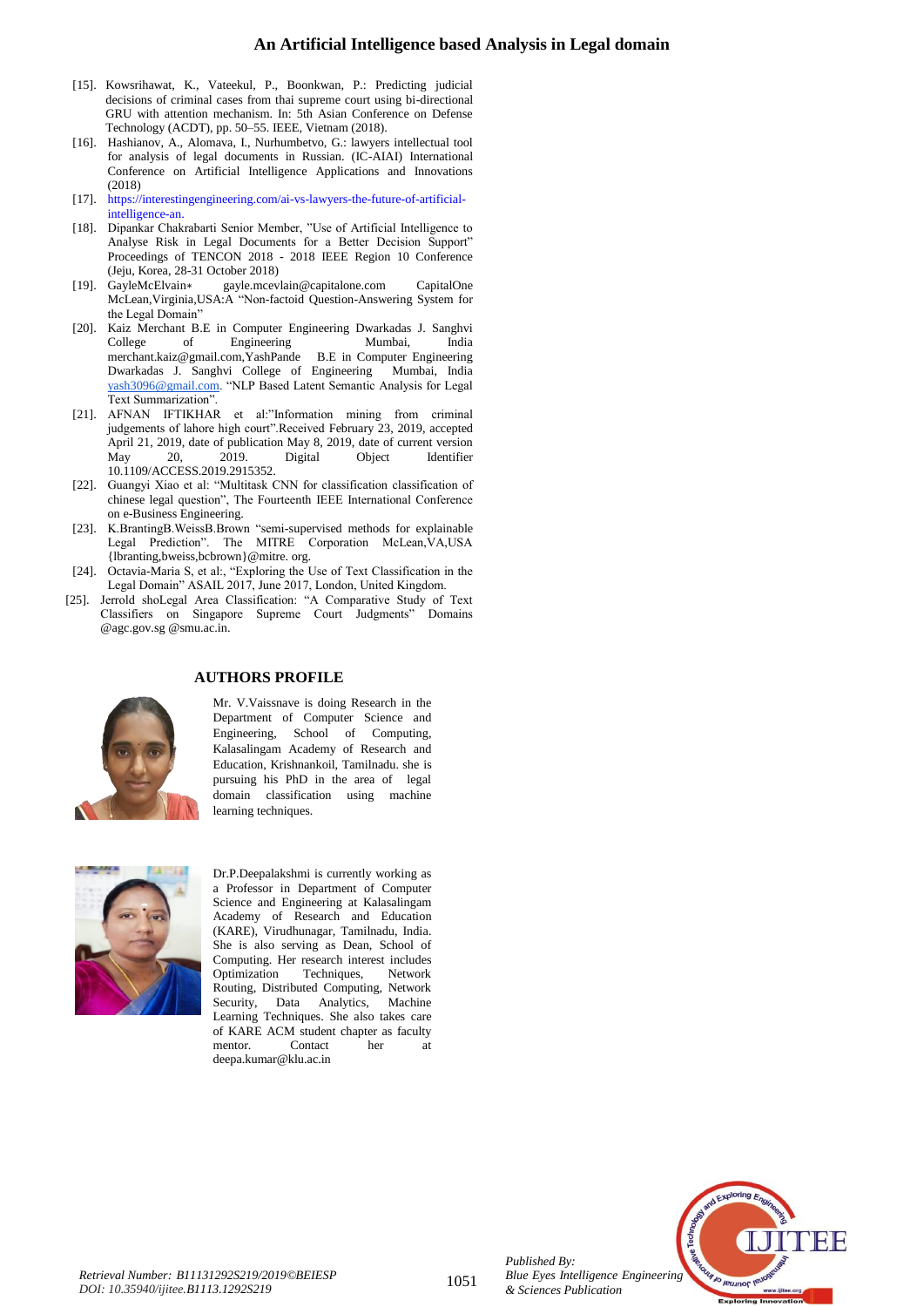[15]. Kowsrihawat, K., Vateekul, P., Boonkwan, P.: Predicting judicial decisions of criminal cases from thai supreme court using bi-directional GRU with attention mechanism. In: 5th Asian Conference on Defense Technology (ACDT), pp. 50–55. IEEE, Vietnam (2018).

[16]. Hashianov, A., Alomava, I., Nurhumbetvo, G.: lawyers intellectual tool for analysis of legal documents in Russian. (IC-AIAI) International Conference on Artificial Intelligence Applications and Innovations (2018)

[17]. https://interestingengineering.com/ai-vs-lawyers-the-future-of-artificial-intelligence-an.

[18]. Dipankar Chakrabarti Senior Member, "Use of Artificial Intelligence to Analyse Risk in Legal Documents for a Better Decision Support" Proceedings of TENCON 2018 - 2018 IEEE Region 10 Conference (Jeju, Korea, 28-31 October 2018)

[19]. GayleMcElvain∗ gayle.mcevlain@capitalone.com CapitalOne McLean,Virginia,USA:A "Non-factoid Question-Answering System for the Legal Domain"

[20]. Kaiz Merchant B.E in Computer Engineering Dwarkadas J. Sanghvi College of Engineering Mumbai, India merchant.kaiz@gmail.com,YashPande B.E in Computer Engineering Dwarkadas J. Sanghvi College of Engineering Mumbai, India yash3096@gmail.com. "NLP Based Latent Semantic Analysis for Legal Text Summarization".

[21]. AFNAN IFTIKHAR et al:"Information mining from criminal judgements of lahore high court".Received February 23, 2019, accepted April 21, 2019, date of publication May 8, 2019, date of current version May 20, 2019. Digital Object Identifier 10.1109/ACCESS.2019.2915352.

[22]. Guangyi Xiao et al: "Multitask CNN for classification classification of chinese legal question", The Fourteenth IEEE International Conference on e-Business Engineering.

[23]. K.BrantingB.WeissB.Brown "semi-supervised methods for explainable Legal Prediction". The MITRE Corporation McLean,VA,USA {lbranting,bweiss,bcbrown}@mitre. org.

[24]. Octavia-Maria S, et al:, "Exploring the Use of Text Classification in the Legal Domain" ASAIL 2017, June 2017, London, United Kingdom.

[25]. Jerrold shoLegal Area Classification: "A Comparative Study of Text Classifiers on Singapore Supreme Court Judgments" Domains @agc.gov.sg @smu.ac.in.

## AUTHORS PROFILE

Mr. V.Vaissnave is doing Research in the Department of Computer Science and Engineering, School of Computing, Kalasalingam Academy of Research and Education, Krishnankoil, Tamilnadu. she is pursuing his PhD in the area of legal domain classification using machine learning techniques.

Dr.P.Deepalakshmi is currently working as a Professor in Department of Computer Science and Engineering at Kalasalingam Academy of Research and Education (KARE), Virudhunagar, Tamilnadu, India. She is also serving as Dean, School of Computing. Her research interest includes Optimization Techniques, Network Routing, Distributed Computing, Network Security, Data Analytics, Machine Learning Techniques. She also takes care of KARE ACM student chapter as faculty mentor. Contact her at deepa.kumar@klu.ac.in